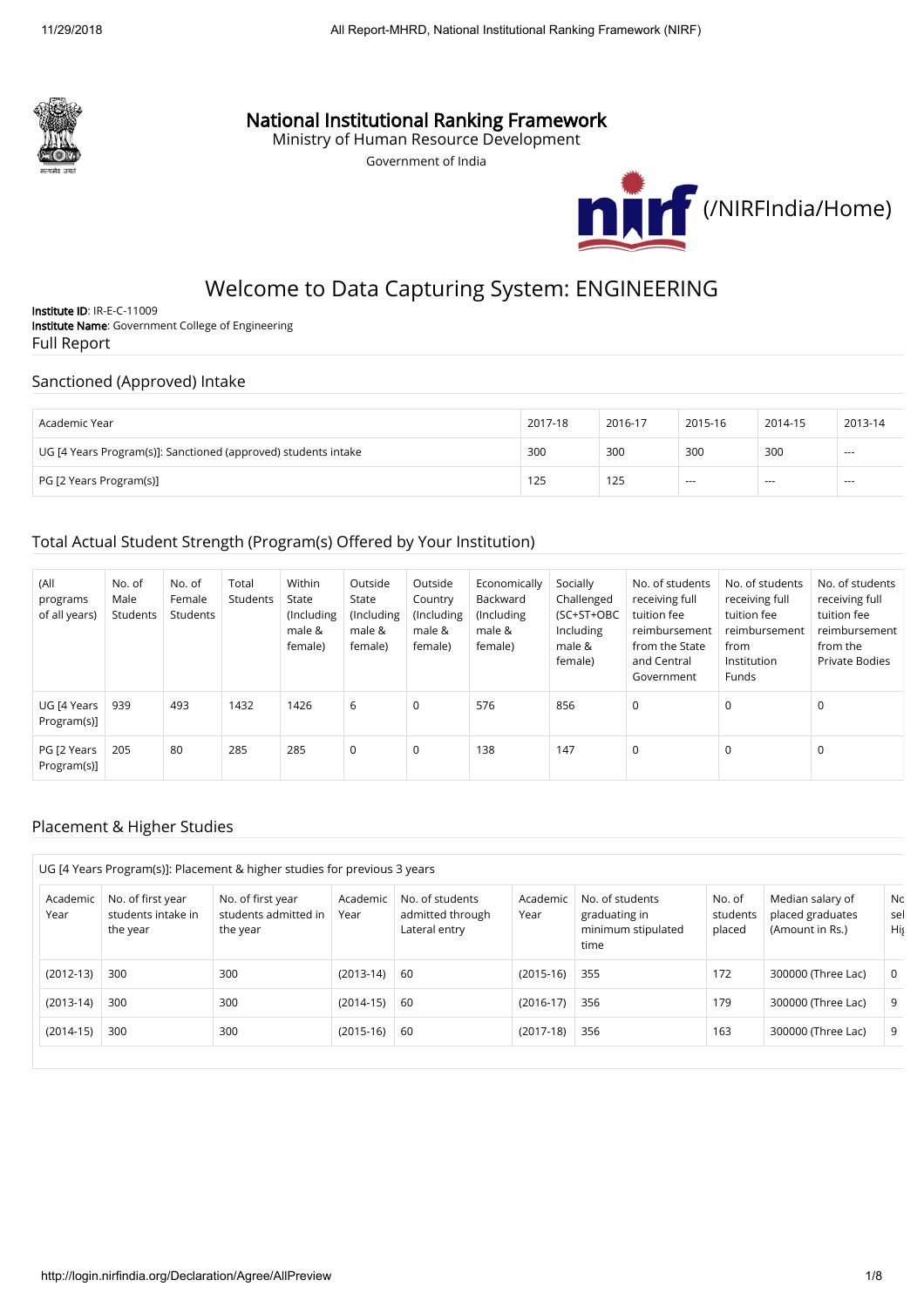# National Institutional Ranking Framework

Ministry of Human Resource Development

Government of India

(/NIRFIndia/Home)

## Welcome to Data Capturing System: ENGINEERING

**Institute ID**: IR-E-C-11009

**Institute Name**: Government College of Engineering

Full Report

### Sanctioned (Approved) Intake

| Academic Year | 2017-18 | 2016-17 | 2015-16 | 2014-15 | 2013-14 |
|---|---|---|---|---|---|
| UG [4 Years Program(s)]: Sanctioned (approved) students intake | 300 | 300 | 300 | 300 | --- |
| PG [2 Years Program(s)] | 125 | 125 | --- | --- | --- |

### Total Actual Student Strength (Program(s) Offered by Your Institution)

| (All programs of all years) | No. of Male Students | No. of Female Students | Total Students | Within State (Including male & female) | Outside State (Including male & female) | Outside Country (Including male & female) | Economically Backward (Including male & female) | Socially Challenged (SC+ST+OBC Including male & female) | No. of students receiving full tuition fee reimbursement from the State and Central Government | No. of students receiving full tuition fee reimbursement from Institution Funds | No. of students receiving full tuition fee reimbursement from the Private Bodies |
|---|---|---|---|---|---|---|---|---|---|---|---|
| UG [4 Years Program(s)] | 939 | 493 | 1432 | 1426 | 6 | 0 | 576 | 856 | 0 | 0 | 0 |
| PG [2 Years Program(s)] | 205 | 80 | 285 | 285 | 0 | 0 | 138 | 147 | 0 | 0 | 0 |

### Placement & Higher Studies

UG [4 Years Program(s)]: Placement & higher studies for previous 3 years

| Academic Year | No. of first year students intake in the year | No. of first year students admitted in the year | Academic Year | No. of students admitted through Lateral entry | Academic Year | No. of students graduating in minimum stipulated time | No. of students placed | Median salary of placed graduates (Amount in Rs.) | No. of students selected for Higher Studies |
|---|---|---|---|---|---|---|---|---|---|
| (2012-13) | 300 | 300 | (2013-14) | 60 | (2015-16) | 355 | 172 | 300000 (Three Lac) | 0 |
| (2013-14) | 300 | 300 | (2014-15) | 60 | (2016-17) | 356 | 179 | 300000 (Three Lac) | 9 |
| (2014-15) | 300 | 300 | (2015-16) | 60 | (2017-18) | 356 | 163 | 300000 (Three Lac) | 9 |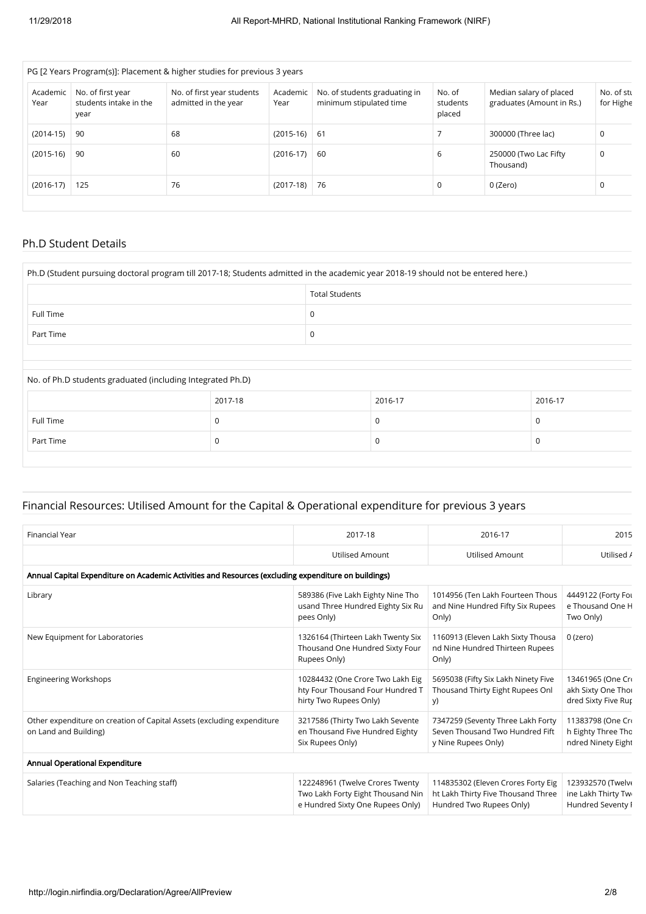PG [2 Years Program(s)]: Placement & higher studies for previous 3 years

| Academic Year | No. of first year students intake in the year | No. of first year students admitted in the year | Academic Year | No. of students graduating in minimum stipulated time | No. of students placed | Median salary of placed graduates (Amount in Rs.) | No. of stu for Highe |
|---|---|---|---|---|---|---|---|
| (2014-15) | 90 | 68 | (2015-16) | 61 | 7 | 300000 (Three lac) | 0 |
| (2015-16) | 90 | 60 | (2016-17) | 60 | 6 | 250000 (Two Lac Fifty Thousand) | 0 |
| (2016-17) | 125 | 76 | (2017-18) | 76 | 0 | 0 (Zero) | 0 |

## Ph.D Student Details

| Ph.D (Student pursuing doctoral program till 2017-18; Students admitted in the academic year 2018-19 should not be entered here.) | |
|---|---|
| | Total Students |
| Full Time | 0 |
| Part Time | 0 |

No. of Ph.D students graduated (including Integrated Ph.D)

| | 2017-18 | 2016-17 | 2016-17 |
|---|---|---|---|
| Full Time | 0 | 0 | 0 |
| Part Time | 0 | 0 | 0 |

## Financial Resources: Utilised Amount for the Capital & Operational expenditure for previous 3 years

| Financial Year | 2017-18 | 2016-17 | 2015 |
|---|---|---|---|
| | Utilised Amount | Utilised Amount | Utilised A |
| **Annual Capital Expenditure on Academic Activities and Resources (excluding expenditure on buildings)** | | | |
| Library | 589386 (Five Lakh Eighty Nine Thousand Three Hundred Eighty Six Rupees Only) | 1014956 (Ten Lakh Fourteen Thousand and Nine Hundred Fifty Six Rupees Only) | 4449122 (Forty Fou e Thousand One H Two Only) |
| New Equipment for Laboratories | 1326164 (Thirteen Lakh Twenty Six Thousand One Hundred Sixty Four Rupees Only) | 1160913 (Eleven Lakh Sixty Thousand Nine Hundred Thirteen Rupees Only) | 0 (zero) |
| Engineering Workshops | 10284432 (One Crore Two Lakh Eighty Four Thousand Four Hundred Thirty Two Rupees Only) | 5695038 (Fifty Six Lakh Ninety Five Thousand Thirty Eight Rupees Only) | 13461965 (One Cr akh Sixty One Thou dred Sixty Five Rup |
| Other expenditure on creation of Capital Assets (excluding expenditure on Land and Building) | 3217586 (Thirty Two Lakh Seventeen Thousand Five Hundred Eighty Six Rupees Only) | 7347259 (Seventy Three Lakh Forty Seven Thousand Two Hundred Fifty Nine Rupees Only) | 11383798 (One Cr h Eighty Three Tho ndred Ninety Eight |
| **Annual Operational Expenditure** | | | |
| Salaries (Teaching and Non Teaching staff) | 122248961 (Twelve Crores Twenty Two Lakh Forty Eight Thousand Nine Hundred Sixty One Rupees Only) | 114835302 (Eleven Crores Forty Eight Lakh Thirty Five Thousand Three Hundred Two Rupees Only) | 123932570 (Twelve ine Lakh Thirty Tw Hundred Seventy |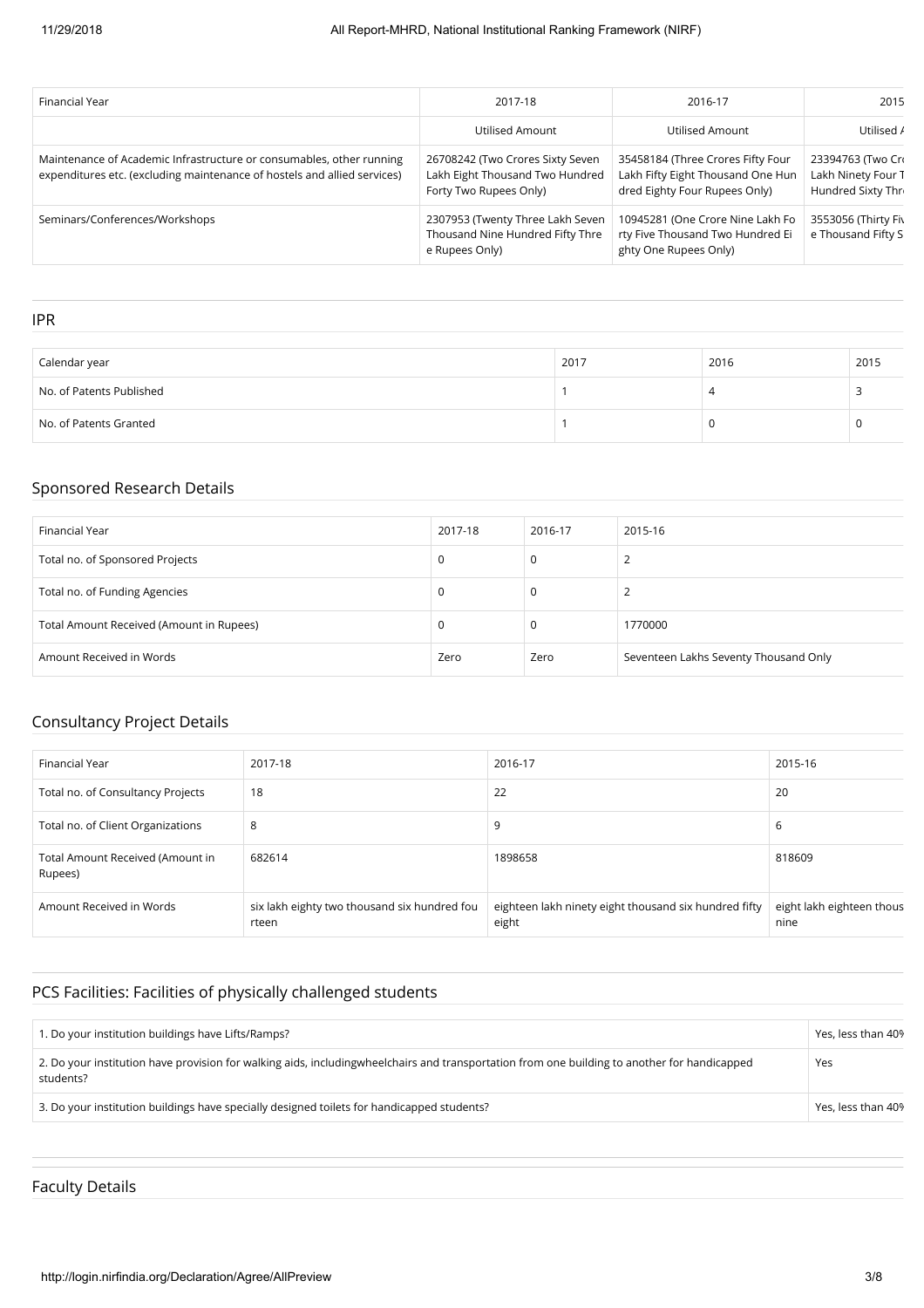| Financial Year | 2017-18 | 2016-17 | 2015 |
|---|---|---|---|
| | Utilised Amount | Utilised Amount | Utilised A |
| Maintenance of Academic Infrastructure or consumables, other running expenditures etc. (excluding maintenance of hostels and allied services) | 26708242 (Two Crores Sixty Seven Lakh Eight Thousand Two Hundred Forty Two Rupees Only) | 35458184 (Three Crores Fifty Four Lakh Fifty Eight Thousand One Hundred Eighty Four Rupees Only) | 23394763 (Two Cr Lakh Ninety Four T Hundred Sixty Thr |
| Seminars/Conferences/Workshops | 2307953 (Twenty Three Lakh Seven Thousand Nine Hundred Fifty Three Rupees Only) | 10945281 (One Crore Nine Lakh Forty Five Thousand Two Hundred Eighty One Rupees Only) | 3553056 (Thirty Fiv e Thousand Fifty S |

## IPR

| Calendar year | 2017 | 2016 | 2015 |
|---|---|---|---|
| No. of Patents Published | 1 | 4 | 3 |
| No. of Patents Granted | 1 | 0 | 0 |

## Sponsored Research Details

| Financial Year | 2017-18 | 2016-17 | 2015-16 |
|---|---|---|---|
| Total no. of Sponsored Projects | 0 | 0 | 2 |
| Total no. of Funding Agencies | 0 | 0 | 2 |
| Total Amount Received (Amount in Rupees) | 0 | 0 | 1770000 |
| Amount Received in Words | Zero | Zero | Seventeen Lakhs Seventy Thousand Only |

## Consultancy Project Details

| Financial Year | 2017-18 | 2016-17 | 2015-16 |
|---|---|---|---|
| Total no. of Consultancy Projects | 18 | 22 | 20 |
| Total no. of Client Organizations | 8 | 9 | 6 |
| Total Amount Received (Amount in Rupees) | 682614 | 1898658 | 818609 |
| Amount Received in Words | six lakh eighty two thousand six hundred fourteen | eighteen lakh ninety eight thousand six hundred fifty eight | eight lakh eighteen thous nine |

## PCS Facilities: Facilities of physically challenged students

| | |
|---|---|
| 1. Do your institution buildings have Lifts/Ramps? | Yes, less than 40% |
| 2. Do your institution have provision for walking aids, includingwheelchairs and transportation from one building to another for handicapped students? | Yes |
| 3. Do your institution buildings have specially designed toilets for handicapped students? | Yes, less than 40% |

## Faculty Details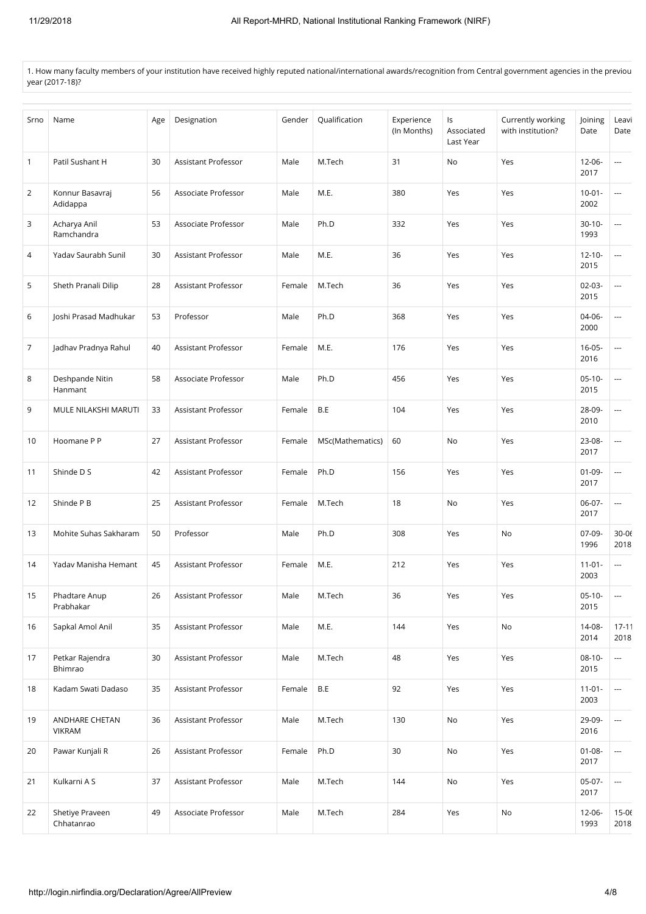1. How many faculty members of your institution have received highly reputed national/international awards/recognition from Central government agencies in the previou year (2017-18)?

| Srno | Name | Age | Designation | Gender | Qualification | Experience (In Months) | Is Associated Last Year | Currently working with institution? | Joining Date | Leavi Date |
|---|---|---|---|---|---|---|---|---|---|---|
| 1 | Patil Sushant H | 30 | Assistant Professor | Male | M.Tech | 31 | No | Yes | 12-06-2017 | --- |
| 2 | Konnur Basavraj Adidappa | 56 | Associate Professor | Male | M.E. | 380 | Yes | Yes | 10-01-2002 | --- |
| 3 | Acharya Anil Ramchandra | 53 | Associate Professor | Male | Ph.D | 332 | Yes | Yes | 30-10-1993 | --- |
| 4 | Yadav Saurabh Sunil | 30 | Assistant Professor | Male | M.E. | 36 | Yes | Yes | 12-10-2015 | --- |
| 5 | Sheth Pranali Dilip | 28 | Assistant Professor | Female | M.Tech | 36 | Yes | Yes | 02-03-2015 | --- |
| 6 | Joshi Prasad Madhukar | 53 | Professor | Male | Ph.D | 368 | Yes | Yes | 04-06-2000 | --- |
| 7 | Jadhav Pradnya Rahul | 40 | Assistant Professor | Female | M.E. | 176 | Yes | Yes | 16-05-2016 | --- |
| 8 | Deshpande Nitin Hanmant | 58 | Associate Professor | Male | Ph.D | 456 | Yes | Yes | 05-10-2015 | --- |
| 9 | MULE NILAKSHI MARUTI | 33 | Assistant Professor | Female | B.E | 104 | Yes | Yes | 28-09-2010 | --- |
| 10 | Hoomane P P | 27 | Assistant Professor | Female | MSc(Mathematics) | 60 | No | Yes | 23-08-2017 | --- |
| 11 | Shinde D S | 42 | Assistant Professor | Female | Ph.D | 156 | Yes | Yes | 01-09-2017 | --- |
| 12 | Shinde P B | 25 | Assistant Professor | Female | M.Tech | 18 | No | Yes | 06-07-2017 | --- |
| 13 | Mohite Suhas Sakharam | 50 | Professor | Male | Ph.D | 308 | Yes | No | 07-09-1996 | 30-06-2018 |
| 14 | Yadav Manisha Hemant | 45 | Assistant Professor | Female | M.E. | 212 | Yes | Yes | 11-01-2003 | --- |
| 15 | Phadtare Anup Prabhakar | 26 | Assistant Professor | Male | M.Tech | 36 | Yes | Yes | 05-10-2015 | --- |
| 16 | Sapkal Amol Anil | 35 | Assistant Professor | Male | M.E. | 144 | Yes | No | 14-08-2014 | 17-11-2018 |
| 17 | Petkar Rajendra Bhimrao | 30 | Assistant Professor | Male | M.Tech | 48 | Yes | Yes | 08-10-2015 | --- |
| 18 | Kadam Swati Dadaso | 35 | Assistant Professor | Female | B.E | 92 | Yes | Yes | 11-01-2003 | --- |
| 19 | ANDHARE CHETAN VIKRAM | 36 | Assistant Professor | Male | M.Tech | 130 | No | Yes | 29-09-2016 | --- |
| 20 | Pawar Kunjali R | 26 | Assistant Professor | Female | Ph.D | 30 | No | Yes | 01-08-2017 | --- |
| 21 | Kulkarni A S | 37 | Assistant Professor | Male | M.Tech | 144 | No | Yes | 05-07-2017 | --- |
| 22 | Shetiye Praveen Chhatanrao | 49 | Associate Professor | Male | M.Tech | 284 | Yes | No | 12-06-1993 | 15-06-2018 |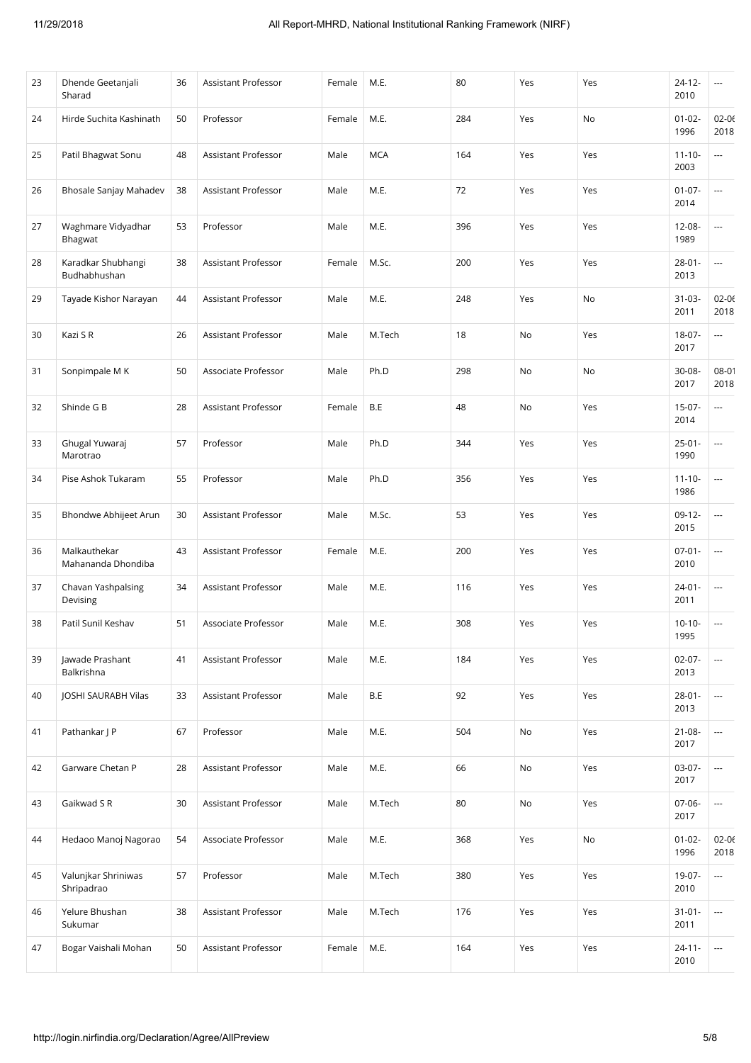| 23 | Dhende Geetanjali Sharad | 36 | Assistant Professor | Female | M.E. | 80 | Yes | Yes | 24-12-2010 | --- |
|---|---|---|---|---|---|---|---|---|---|---|
| 24 | Hirde Suchita Kashinath | 50 | Professor | Female | M.E. | 284 | Yes | No | 01-02-1996 | 02-06-2018 |
| 25 | Patil Bhagwat Sonu | 48 | Assistant Professor | Male | MCA | 164 | Yes | Yes | 11-10-2003 | --- |
| 26 | Bhosale Sanjay Mahadev | 38 | Assistant Professor | Male | M.E. | 72 | Yes | Yes | 01-07-2014 | --- |
| 27 | Waghmare Vidyadhar Bhagwat | 53 | Professor | Male | M.E. | 396 | Yes | Yes | 12-08-1989 | --- |
| 28 | Karadkar Shubhangi Budhabhushan | 38 | Assistant Professor | Female | M.Sc. | 200 | Yes | Yes | 28-01-2013 | --- |
| 29 | Tayade Kishor Narayan | 44 | Assistant Professor | Male | M.E. | 248 | Yes | No | 31-03-2011 | 02-06-2018 |
| 30 | Kazi S R | 26 | Assistant Professor | Male | M.Tech | 18 | No | Yes | 18-07-2017 | --- |
| 31 | Sonpimpale M K | 50 | Associate Professor | Male | Ph.D | 298 | No | No | 30-08-2017 | 08-01-2018 |
| 32 | Shinde G B | 28 | Assistant Professor | Female | B.E | 48 | No | Yes | 15-07-2014 | --- |
| 33 | Ghugal Yuwaraj Marotrao | 57 | Professor | Male | Ph.D | 344 | Yes | Yes | 25-01-1990 | --- |
| 34 | Pise Ashok Tukaram | 55 | Professor | Male | Ph.D | 356 | Yes | Yes | 11-10-1986 | --- |
| 35 | Bhondwe Abhijeet Arun | 30 | Assistant Professor | Male | M.Sc. | 53 | Yes | Yes | 09-12-2015 | --- |
| 36 | Malkauthekar Mahananda Dhondiba | 43 | Assistant Professor | Female | M.E. | 200 | Yes | Yes | 07-01-2010 | --- |
| 37 | Chavan Yashpalsing Devising | 34 | Assistant Professor | Male | M.E. | 116 | Yes | Yes | 24-01-2011 | --- |
| 38 | Patil Sunil Keshav | 51 | Associate Professor | Male | M.E. | 308 | Yes | Yes | 10-10-1995 | --- |
| 39 | Jawade Prashant Balkrishna | 41 | Assistant Professor | Male | M.E. | 184 | Yes | Yes | 02-07-2013 | --- |
| 40 | JOSHI SAURABH Vilas | 33 | Assistant Professor | Male | B.E | 92 | Yes | Yes | 28-01-2013 | --- |
| 41 | Pathankar J P | 67 | Professor | Male | M.E. | 504 | No | Yes | 21-08-2017 | --- |
| 42 | Garware Chetan P | 28 | Assistant Professor | Male | M.E. | 66 | No | Yes | 03-07-2017 | --- |
| 43 | Gaikwad S R | 30 | Assistant Professor | Male | M.Tech | 80 | No | Yes | 07-06-2017 | --- |
| 44 | Hedaoo Manoj Nagorao | 54 | Associate Professor | Male | M.E. | 368 | Yes | No | 01-02-1996 | 02-06-2018 |
| 45 | Valunjkar Shriniwas Shripadrao | 57 | Professor | Male | M.Tech | 380 | Yes | Yes | 19-07-2010 | --- |
| 46 | Yelure Bhushan Sukumar | 38 | Assistant Professor | Male | M.Tech | 176 | Yes | Yes | 31-01-2011 | --- |
| 47 | Bogar Vaishali Mohan | 50 | Assistant Professor | Female | M.E. | 164 | Yes | Yes | 24-11-2010 | --- |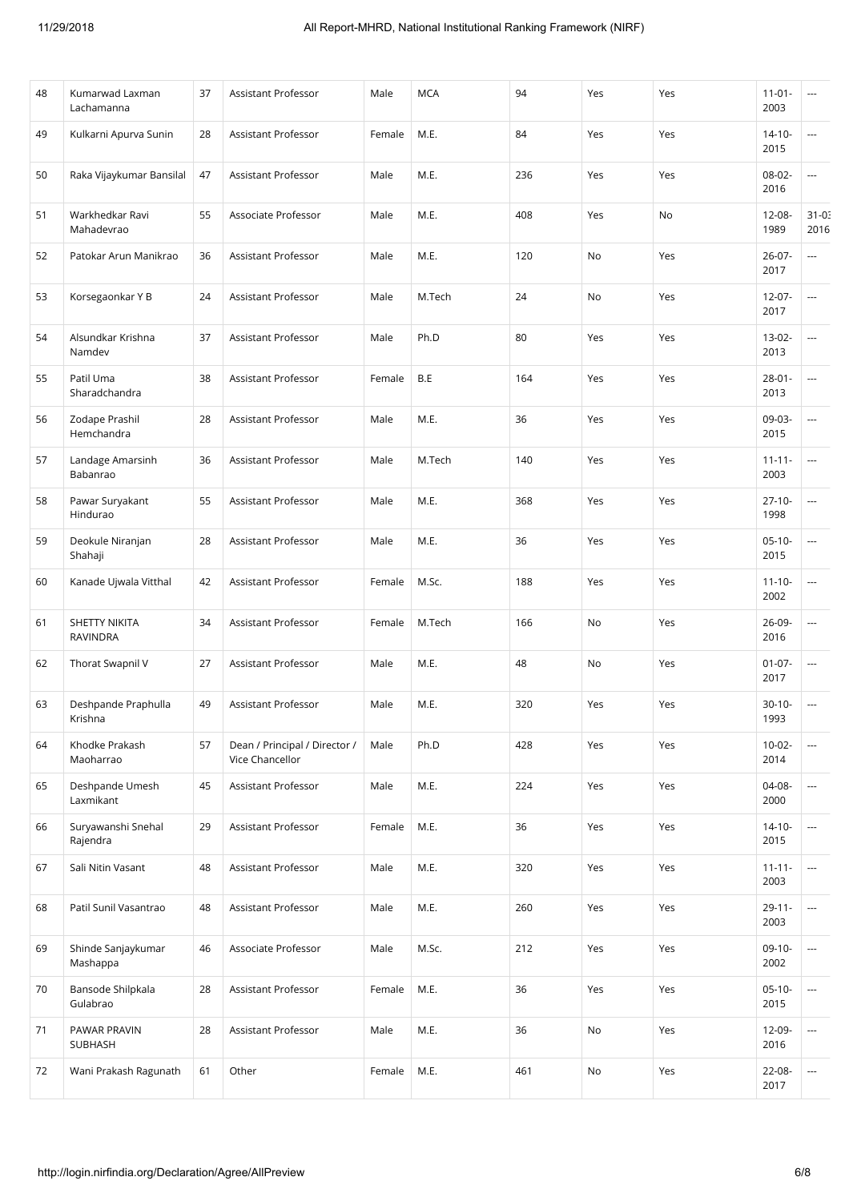| 48 | Kumarwad Laxman Lachamanna | 37 | Assistant Professor | Male | MCA | 94 | Yes | Yes | 11-01-2003 | --- |
|---|---|---|---|---|---|---|---|---|---|---|
| 49 | Kulkarni Apurva Sunin | 28 | Assistant Professor | Female | M.E. | 84 | Yes | Yes | 14-10-2015 | --- |
| 50 | Raka Vijaykumar Bansilal | 47 | Assistant Professor | Male | M.E. | 236 | Yes | Yes | 08-02-2016 | --- |
| 51 | Warkhedkar Ravi Mahadevrao | 55 | Associate Professor | Male | M.E. | 408 | Yes | No | 12-08-1989 | 31-03-2016 |
| 52 | Patokar Arun Manikrao | 36 | Assistant Professor | Male | M.E. | 120 | No | Yes | 26-07-2017 | --- |
| 53 | Korsegaonkar Y B | 24 | Assistant Professor | Male | M.Tech | 24 | No | Yes | 12-07-2017 | --- |
| 54 | Alsundkar Krishna Namdev | 37 | Assistant Professor | Male | Ph.D | 80 | Yes | Yes | 13-02-2013 | --- |
| 55 | Patil Uma Sharadchandra | 38 | Assistant Professor | Female | B.E | 164 | Yes | Yes | 28-01-2013 | --- |
| 56 | Zodape Prashil Hemchandra | 28 | Assistant Professor | Male | M.E. | 36 | Yes | Yes | 09-03-2015 | --- |
| 57 | Landage Amarsinh Babanrao | 36 | Assistant Professor | Male | M.Tech | 140 | Yes | Yes | 11-11-2003 | --- |
| 58 | Pawar Suryakant Hindurao | 55 | Assistant Professor | Male | M.E. | 368 | Yes | Yes | 27-10-1998 | --- |
| 59 | Deokule Niranjan Shahaji | 28 | Assistant Professor | Male | M.E. | 36 | Yes | Yes | 05-10-2015 | --- |
| 60 | Kanade Ujwala Vitthal | 42 | Assistant Professor | Female | M.Sc. | 188 | Yes | Yes | 11-10-2002 | --- |
| 61 | SHETTY NIKITA RAVINDRA | 34 | Assistant Professor | Female | M.Tech | 166 | No | Yes | 26-09-2016 | --- |
| 62 | Thorat Swapnil V | 27 | Assistant Professor | Male | M.E. | 48 | No | Yes | 01-07-2017 | --- |
| 63 | Deshpande Praphulla Krishna | 49 | Assistant Professor | Male | M.E. | 320 | Yes | Yes | 30-10-1993 | --- |
| 64 | Khodke Prakash Maoharrao | 57 | Dean / Principal / Director / Vice Chancellor | Male | Ph.D | 428 | Yes | Yes | 10-02-2014 | --- |
| 65 | Deshpande Umesh Laxmikant | 45 | Assistant Professor | Male | M.E. | 224 | Yes | Yes | 04-08-2000 | --- |
| 66 | Suryawanshi Snehal Rajendra | 29 | Assistant Professor | Female | M.E. | 36 | Yes | Yes | 14-10-2015 | --- |
| 67 | Sali Nitin Vasant | 48 | Assistant Professor | Male | M.E. | 320 | Yes | Yes | 11-11-2003 | --- |
| 68 | Patil Sunil Vasantrao | 48 | Assistant Professor | Male | M.E. | 260 | Yes | Yes | 29-11-2003 | --- |
| 69 | Shinde Sanjaykumar Mashappa | 46 | Associate Professor | Male | M.Sc. | 212 | Yes | Yes | 09-10-2002 | --- |
| 70 | Bansode Shilpkala Gulabrao | 28 | Assistant Professor | Female | M.E. | 36 | Yes | Yes | 05-10-2015 | --- |
| 71 | PAWAR PRAVIN SUBHASH | 28 | Assistant Professor | Male | M.E. | 36 | No | Yes | 12-09-2016 | --- |
| 72 | Wani Prakash Ragunath | 61 | Other | Female | M.E. | 461 | No | Yes | 22-08-2017 | --- |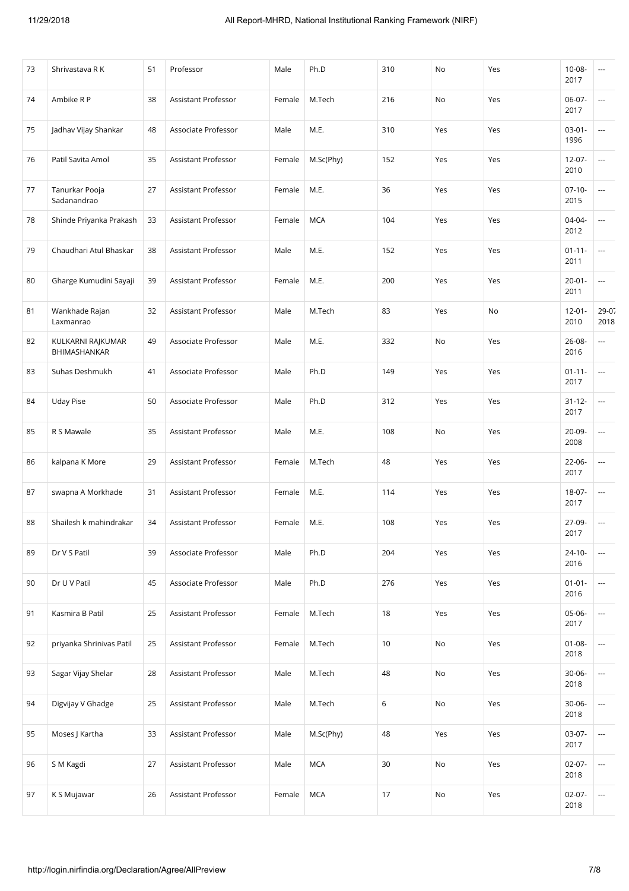| 73 | Shrivastava R K | 51 | Professor | Male | Ph.D | 310 | No | Yes | 10-08-2017 | --- |
|---|---|---|---|---|---|---|---|---|---|---|
| 74 | Ambike R P | 38 | Assistant Professor | Female | M.Tech | 216 | No | Yes | 06-07-2017 | --- |
| 75 | Jadhav Vijay Shankar | 48 | Associate Professor | Male | M.E. | 310 | Yes | Yes | 03-01-1996 | --- |
| 76 | Patil Savita Amol | 35 | Assistant Professor | Female | M.Sc(Phy) | 152 | Yes | Yes | 12-07-2010 | --- |
| 77 | Tanurkar Pooja Sadanandrao | 27 | Assistant Professor | Female | M.E. | 36 | Yes | Yes | 07-10-2015 | --- |
| 78 | Shinde Priyanka Prakash | 33 | Assistant Professor | Female | MCA | 104 | Yes | Yes | 04-04-2012 | --- |
| 79 | Chaudhari Atul Bhaskar | 38 | Assistant Professor | Male | M.E. | 152 | Yes | Yes | 01-11-2011 | --- |
| 80 | Gharge Kumudini Sayaji | 39 | Assistant Professor | Female | M.E. | 200 | Yes | Yes | 20-01-2011 | --- |
| 81 | Wankhade Rajan Laxmanrao | 32 | Assistant Professor | Male | M.Tech | 83 | Yes | No | 12-01-2010 | 29-07-2018 |
| 82 | KULKARNI RAJKUMAR BHIMASHANKAR | 49 | Associate Professor | Male | M.E. | 332 | No | Yes | 26-08-2016 | --- |
| 83 | Suhas Deshmukh | 41 | Associate Professor | Male | Ph.D | 149 | Yes | Yes | 01-11-2017 | --- |
| 84 | Uday Pise | 50 | Associate Professor | Male | Ph.D | 312 | Yes | Yes | 31-12-2017 | --- |
| 85 | R S Mawale | 35 | Assistant Professor | Male | M.E. | 108 | No | Yes | 20-09-2008 | --- |
| 86 | kalpana K More | 29 | Assistant Professor | Female | M.Tech | 48 | Yes | Yes | 22-06-2017 | --- |
| 87 | swapna A Morkhade | 31 | Assistant Professor | Female | M.E. | 114 | Yes | Yes | 18-07-2017 | --- |
| 88 | Shailesh k mahindrakar | 34 | Assistant Professor | Female | M.E. | 108 | Yes | Yes | 27-09-2017 | --- |
| 89 | Dr V S Patil | 39 | Associate Professor | Male | Ph.D | 204 | Yes | Yes | 24-10-2016 | --- |
| 90 | Dr U V Patil | 45 | Associate Professor | Male | Ph.D | 276 | Yes | Yes | 01-01-2016 | --- |
| 91 | Kasmira B Patil | 25 | Assistant Professor | Female | M.Tech | 18 | Yes | Yes | 05-06-2017 | --- |
| 92 | priyanka Shrinivas Patil | 25 | Assistant Professor | Female | M.Tech | 10 | No | Yes | 01-08-2018 | --- |
| 93 | Sagar Vijay Shelar | 28 | Assistant Professor | Male | M.Tech | 48 | No | Yes | 30-06-2018 | --- |
| 94 | Digvijay V Ghadge | 25 | Assistant Professor | Male | M.Tech | 6 | No | Yes | 30-06-2018 | --- |
| 95 | Moses J Kartha | 33 | Assistant Professor | Male | M.Sc(Phy) | 48 | Yes | Yes | 03-07-2017 | --- |
| 96 | S M Kagdi | 27 | Assistant Professor | Male | MCA | 30 | No | Yes | 02-07-2018 | --- |
| 97 | K S Mujawar | 26 | Assistant Professor | Female | MCA | 17 | No | Yes | 02-07-2018 | --- |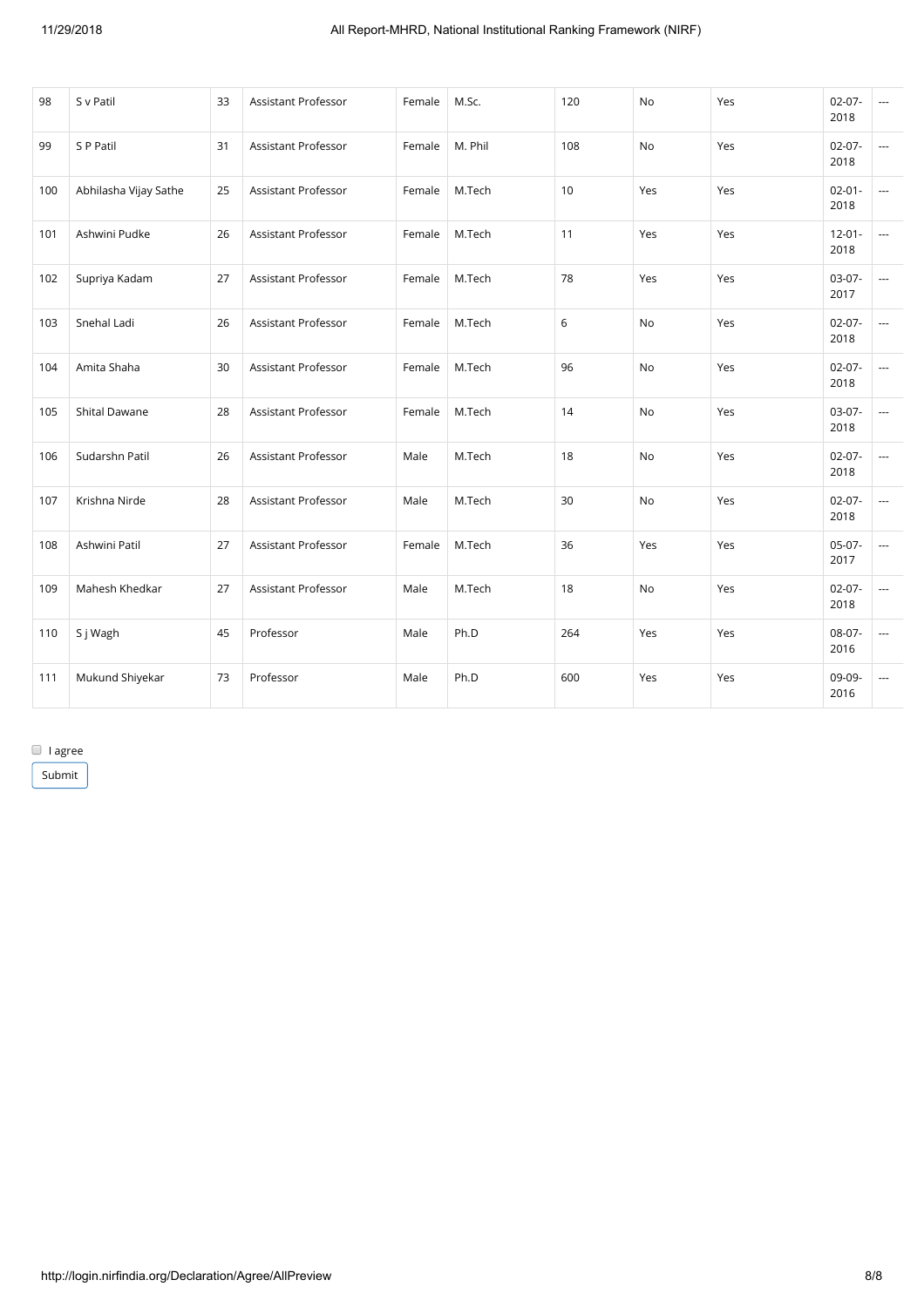| | | | | | | | | | | |
|---|---|---|---|---|---|---|---|---|---|---|
| 98 | S v Patil | 33 | Assistant Professor | Female | M.Sc. | 120 | No | Yes | 02-07-2018 | --- |
| 99 | S P Patil | 31 | Assistant Professor | Female | M. Phil | 108 | No | Yes | 02-07-2018 | --- |
| 100 | Abhilasha Vijay Sathe | 25 | Assistant Professor | Female | M.Tech | 10 | Yes | Yes | 02-01-2018 | --- |
| 101 | Ashwini Pudke | 26 | Assistant Professor | Female | M.Tech | 11 | Yes | Yes | 12-01-2018 | --- |
| 102 | Supriya Kadam | 27 | Assistant Professor | Female | M.Tech | 78 | Yes | Yes | 03-07-2017 | --- |
| 103 | Snehal Ladi | 26 | Assistant Professor | Female | M.Tech | 6 | No | Yes | 02-07-2018 | --- |
| 104 | Amita Shaha | 30 | Assistant Professor | Female | M.Tech | 96 | No | Yes | 02-07-2018 | --- |
| 105 | Shital Dawane | 28 | Assistant Professor | Female | M.Tech | 14 | No | Yes | 03-07-2018 | --- |
| 106 | Sudarshn Patil | 26 | Assistant Professor | Male | M.Tech | 18 | No | Yes | 02-07-2018 | --- |
| 107 | Krishna Nirde | 28 | Assistant Professor | Male | M.Tech | 30 | No | Yes | 02-07-2018 | --- |
| 108 | Ashwini Patil | 27 | Assistant Professor | Female | M.Tech | 36 | Yes | Yes | 05-07-2017 | --- |
| 109 | Mahesh Khedkar | 27 | Assistant Professor | Male | M.Tech | 18 | No | Yes | 02-07-2018 | --- |
| 110 | S j Wagh | 45 | Professor | Male | Ph.D | 264 | Yes | Yes | 08-07-2016 | --- |
| 111 | Mukund Shiyekar | 73 | Professor | Male | Ph.D | 600 | Yes | Yes | 09-09-2016 | --- |

☐ I agree

Submit